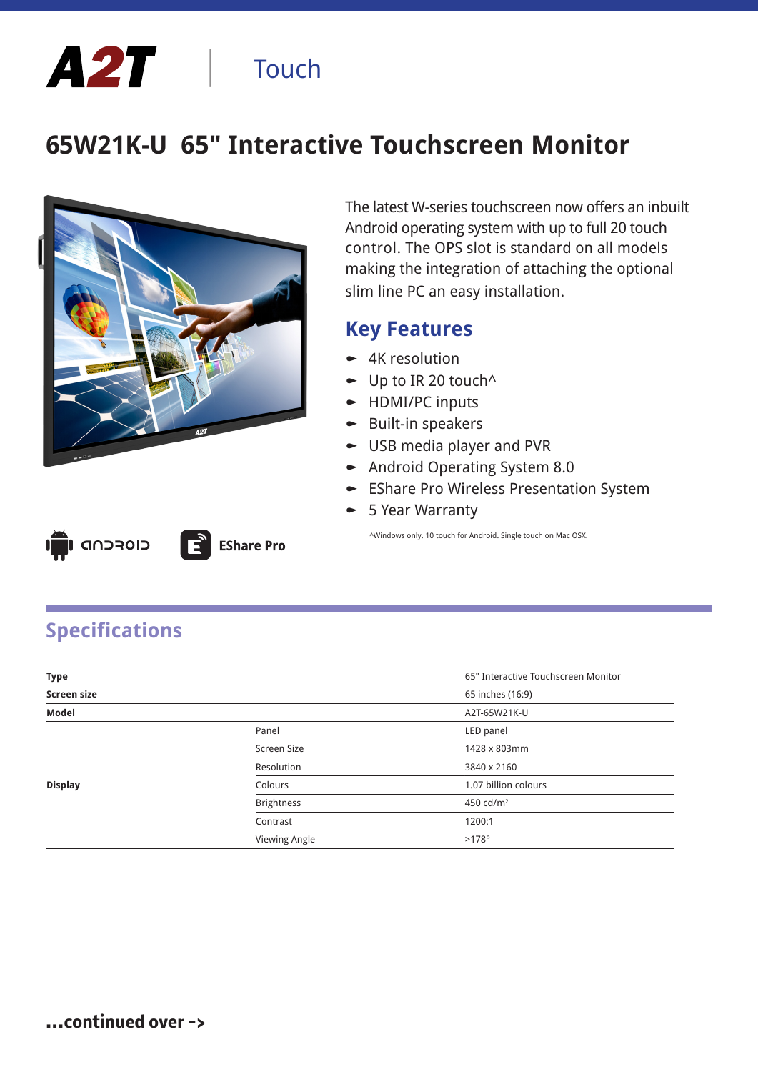A2T | Touch

# 65W21K-U 65" Interactive Touchscreen Monitor

The latest W-series touchscreen now offers an inbuilt Android operating system with up to full 20 touch control. The OPS slot is standard on all models making the integration of attaching the optional slim line PC an easy installation.

## Key Features

- 4K resolution
- Up to IR 20 touch^
- HDMI/PC inputs
- Built-in speakers
- USB media player and PVR
- Android Operating System 8.0
- EShare Pro Wireless Presentation System
- 5 Year Warranty

^Windows only. 10 touch for Android. Single touch on Mac OSX.

android | EShare Pro

## Specifications

| | | |
|---|---|---|
| **Type** | | 65" Interactive Touchscreen Monitor |
| **Screen size** | | 65 inches (16:9) |
| **Model** | | A2T-65W21K-U |
| **Display** | Panel | LED panel |
| | Screen Size | 1428 x 803mm |
| | Resolution | 3840 x 2160 |
| | Colours | 1.07 billion colours |
| | Brightness | 450 cd/m$^2$ |
| | Contrast | 1200:1 |
| | Viewing Angle | >178° |

**...continued over ->**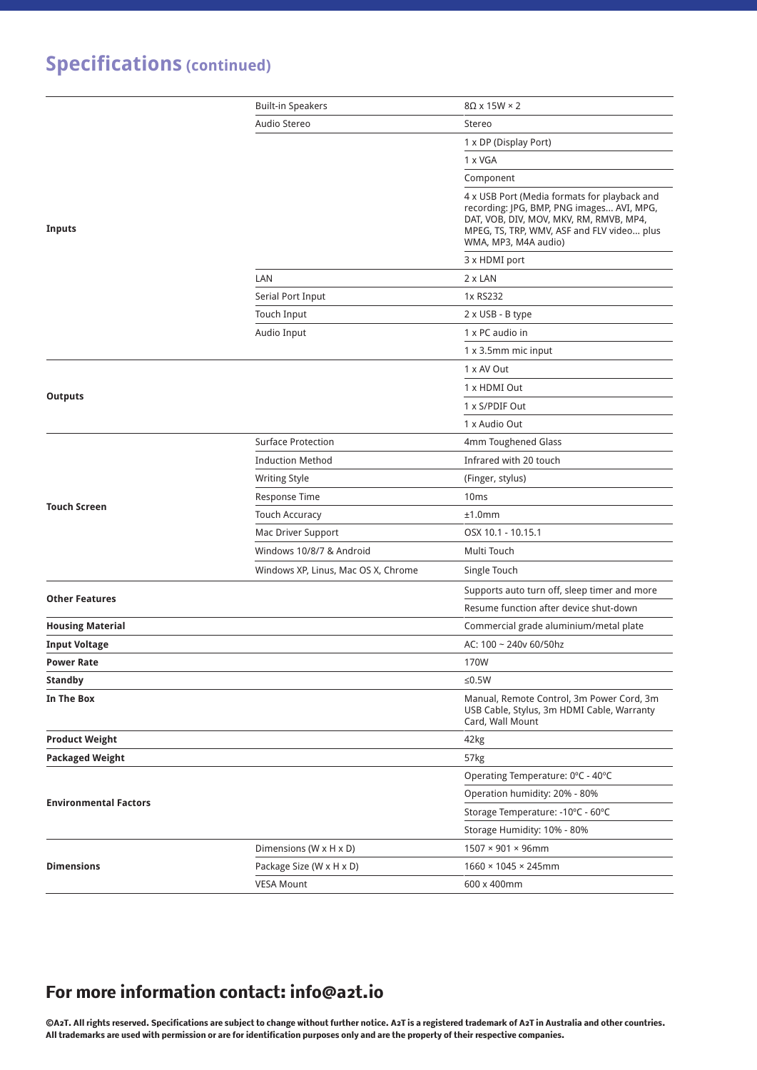## Specifications (continued)

| | | |
|---|---|---|
| **Inputs** | Built-in Speakers | 8Ω x 15W × 2 |
| | Audio Stereo | Stereo |
| | | 1 x DP (Display Port) |
| | | 1 x VGA |
| | | Component |
| | | 4 x USB Port (Media formats for playback and recording: JPG, BMP, PNG images... AVI, MPG, DAT, VOB, DIV, MOV, MKV, RM, RMVB, MP4, MPEG, TS, TRP, WMV, ASF and FLV video... plus WMA, MP3, M4A audio) |
| | | 3 x HDMI port |
| | LAN | 2 x LAN |
| | Serial Port Input | 1x RS232 |
| | Touch Input | 2 x USB - B type |
| | Audio Input | 1 x PC audio in |
| | | 1 x 3.5mm mic input |
| **Outputs** | | 1 x AV Out |
| | | 1 x HDMI Out |
| | | 1 x S/PDIF Out |
| | | 1 x Audio Out |
| **Touch Screen** | Surface Protection | 4mm Toughened Glass |
| | Induction Method | Infrared with 20 touch |
| | Writing Style | (Finger, stylus) |
| | Response Time | 10ms |
| | Touch Accuracy | ±1.0mm |
| | Mac Driver Support | OSX 10.1 - 10.15.1 |
| | Windows 10/8/7 & Android | Multi Touch |
| | Windows XP, Linus, Mac OS X, Chrome | Single Touch |
| **Other Features** | | Supports auto turn off, sleep timer and more |
| | | Resume function after device shut-down |
| **Housing Material** | | Commercial grade aluminium/metal plate |
| **Input Voltage** | | AC: 100 ~ 240v 60/50hz |
| **Power Rate** | | 170W |
| **Standby** | | ≤0.5W |
| **In The Box** | | Manual, Remote Control, 3m Power Cord, 3m USB Cable, Stylus, 3m HDMI Cable, Warranty Card, Wall Mount |
| **Product Weight** | | 42kg |
| **Packaged Weight** | | 57kg |
| **Environmental Factors** | | Operating Temperature: 0ºC - 40ºC |
| | | Operation humidity: 20% - 80% |
| | | Storage Temperature: -10ºC - 60ºC |
| | | Storage Humidity: 10% - 80% |
| **Dimensions** | Dimensions (W x H x D) | 1507 × 901 × 96mm |
| | Package Size (W x H x D) | 1660 × 1045 × 245mm |
| | VESA Mount | 600 x 400mm |

## For more information contact: info@a2t.io

**©A2T. All rights reserved. Specifications are subject to change without further notice. A2T is a registered trademark of A2T in Australia and other countries. All trademarks are used with permission or are for identification purposes only and are the property of their respective companies.**